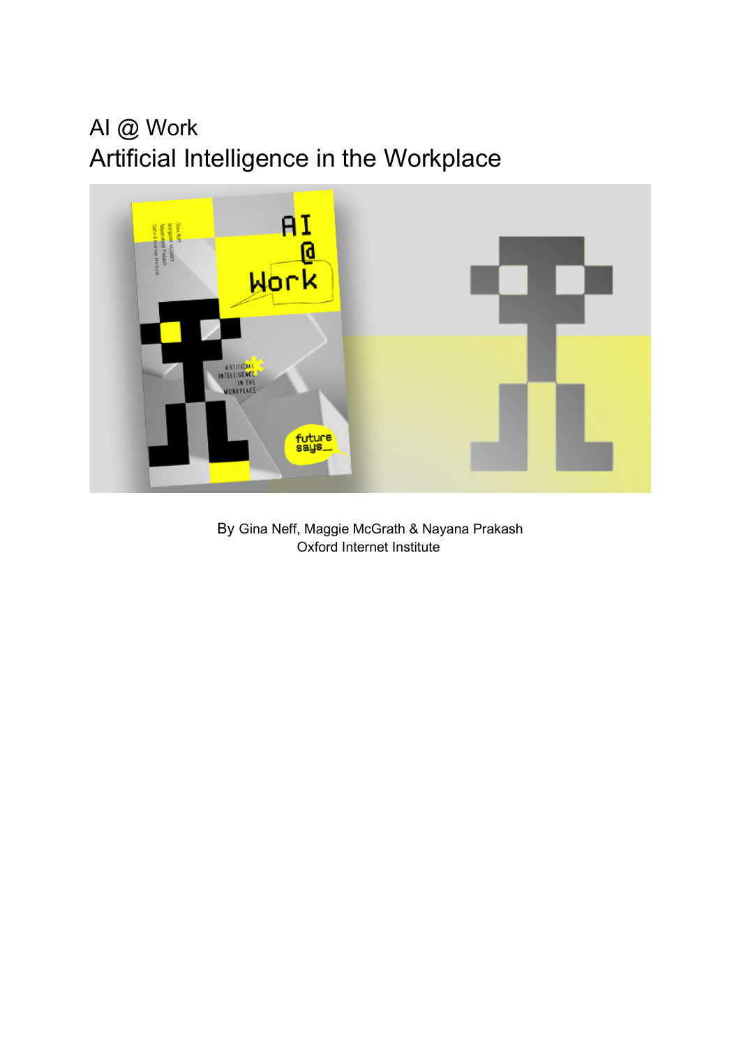# AI @ Work
## Artificial Intelligence in the Workplace

By Gina Neff, Maggie McGrath & Nayana Prakash
Oxford Internet Institute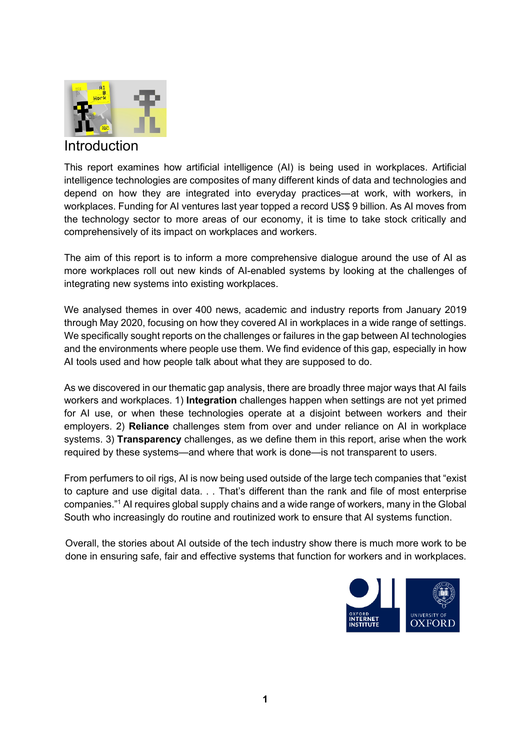# Introduction

This report examines how artificial intelligence (AI) is being used in workplaces. Artificial intelligence technologies are composites of many different kinds of data and technologies and depend on how they are integrated into everyday practices—at work, with workers, in workplaces. Funding for AI ventures last year topped a record US$ 9 billion. As AI moves from the technology sector to more areas of our economy, it is time to take stock critically and comprehensively of its impact on workplaces and workers.

The aim of this report is to inform a more comprehensive dialogue around the use of AI as more workplaces roll out new kinds of AI-enabled systems by looking at the challenges of integrating new systems into existing workplaces.

We analysed themes in over 400 news, academic and industry reports from January 2019 through May 2020, focusing on how they covered AI in workplaces in a wide range of settings. We specifically sought reports on the challenges or failures in the gap between AI technologies and the environments where people use them. We find evidence of this gap, especially in how AI tools used and how people talk about what they are supposed to do.

As we discovered in our thematic gap analysis, there are broadly three major ways that AI fails workers and workplaces. 1) **Integration** challenges happen when settings are not yet primed for AI use, or when these technologies operate at a disjoint between workers and their employers. 2) **Reliance** challenges stem from over and under reliance on AI in workplace systems. 3) **Transparency** challenges, as we define them in this report, arise when the work required by these systems—and where that work is done—is not transparent to users.

From perfumers to oil rigs, AI is now being used outside of the large tech companies that "exist to capture and use digital data. . . That's different than the rank and file of most enterprise companies."[1] AI requires global supply chains and a wide range of workers, many in the Global South who increasingly do routine and routinized work to ensure that AI systems function.

Overall, the stories about AI outside of the tech industry show there is much more work to be done in ensuring safe, fair and effective systems that function for workers and in workplaces.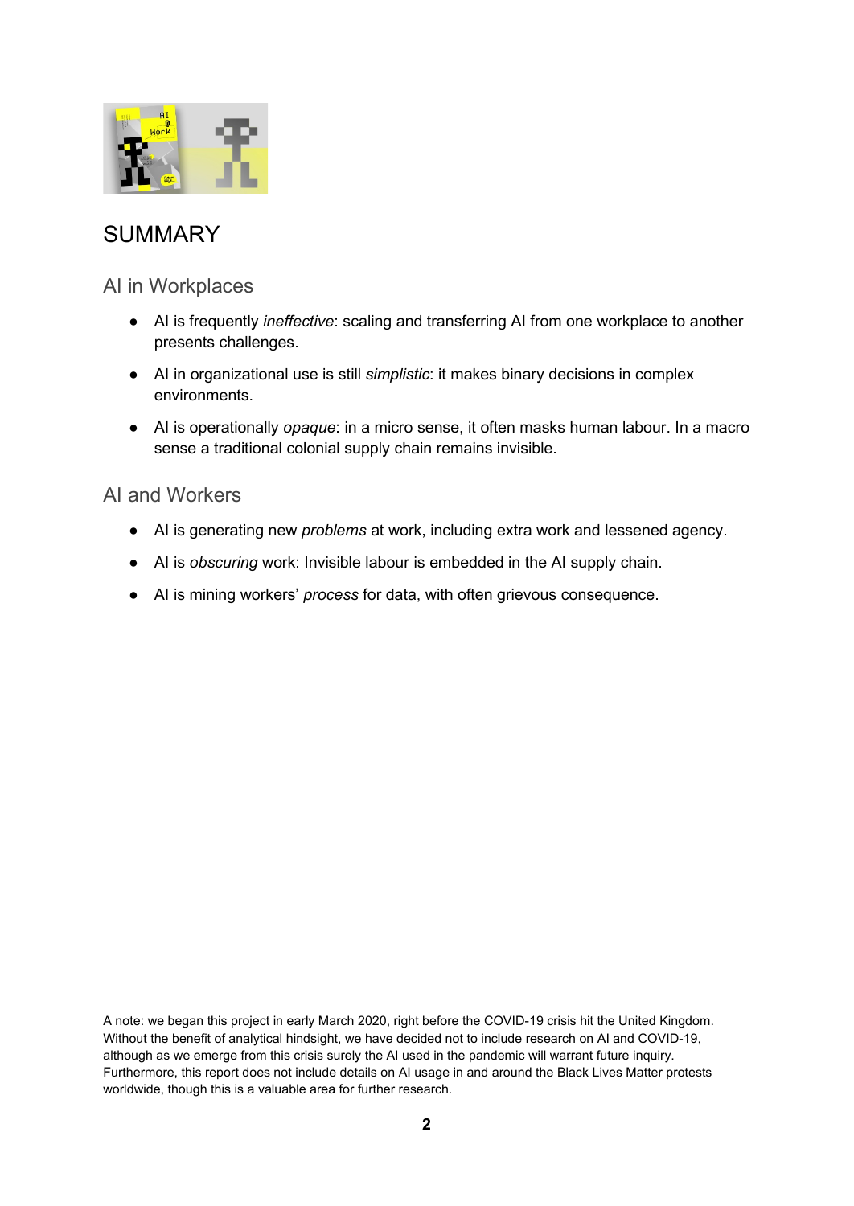# SUMMARY

## AI in Workplaces

- AI is frequently *ineffective*: scaling and transferring AI from one workplace to another presents challenges.
- AI in organizational use is still *simplistic*: it makes binary decisions in complex environments.
- AI is operationally *opaque*: in a micro sense, it often masks human labour. In a macro sense a traditional colonial supply chain remains invisible.

## AI and Workers

- AI is generating new *problems* at work, including extra work and lessened agency.
- AI is *obscuring* work: Invisible labour is embedded in the AI supply chain.
- AI is mining workers' *process* for data, with often grievous consequence.

A note: we began this project in early March 2020, right before the COVID-19 crisis hit the United Kingdom. Without the benefit of analytical hindsight, we have decided not to include research on AI and COVID-19, although as we emerge from this crisis surely the AI used in the pandemic will warrant future inquiry. Furthermore, this report does not include details on AI usage in and around the Black Lives Matter protests worldwide, though this is a valuable area for further research.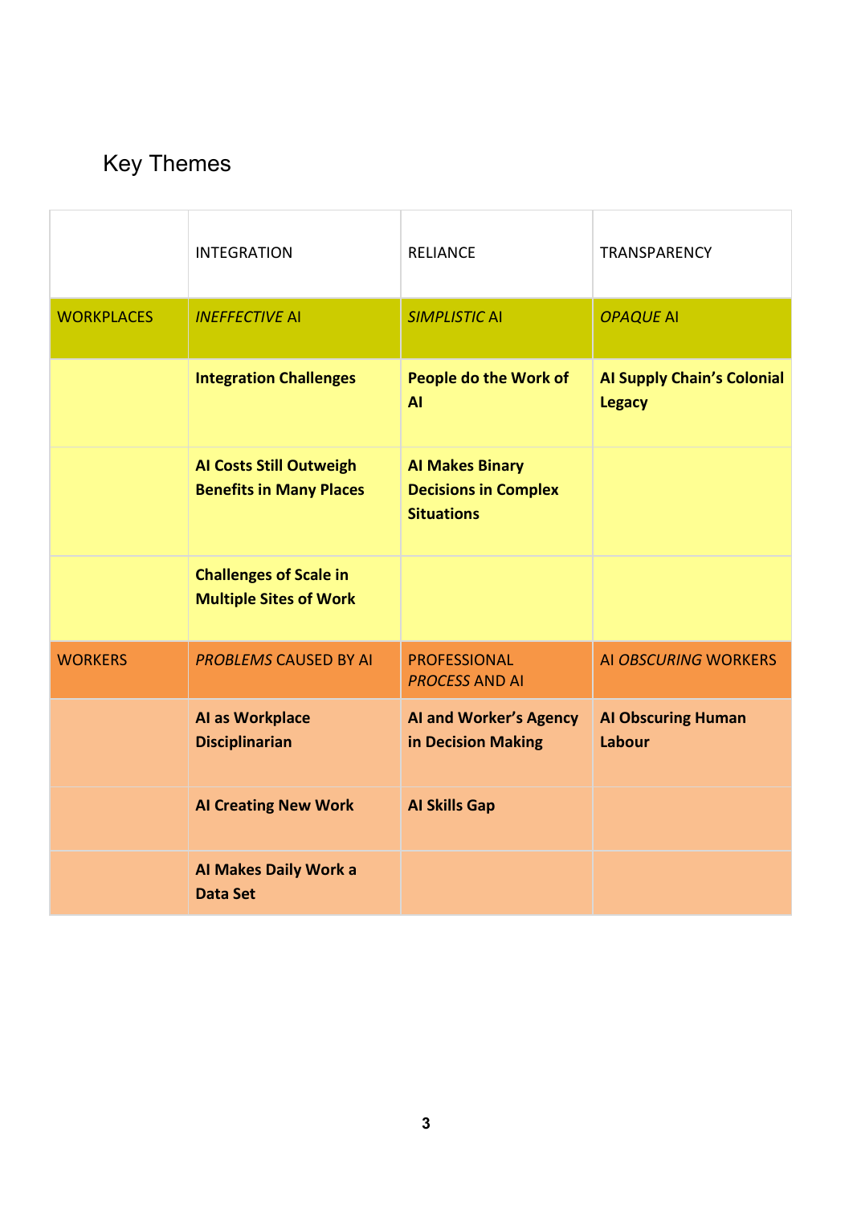# Key Themes

| | INTEGRATION | RELIANCE | TRANSPARENCY |
|---|---|---|---|
| WORKPLACES | *INEFFECTIVE* AI | *SIMPLISTIC* AI | *OPAQUE* AI |
| | **Integration Challenges** | **People do the Work of AI** | **AI Supply Chain's Colonial Legacy** |
| | **AI Costs Still Outweigh Benefits in Many Places** | **AI Makes Binary Decisions in Complex Situations** | |
| | **Challenges of Scale in Multiple Sites of Work** | | |
| WORKERS | *PROBLEMS* CAUSED BY AI | PROFESSIONAL *PROCESS* AND AI | AI *OBSCURING* WORKERS |
| | **AI as Workplace Disciplinarian** | **AI and Worker's Agency in Decision Making** | **AI Obscuring Human Labour** |
| | **AI Creating New Work** | **AI Skills Gap** | |
| | **AI Makes Daily Work a Data Set** | | |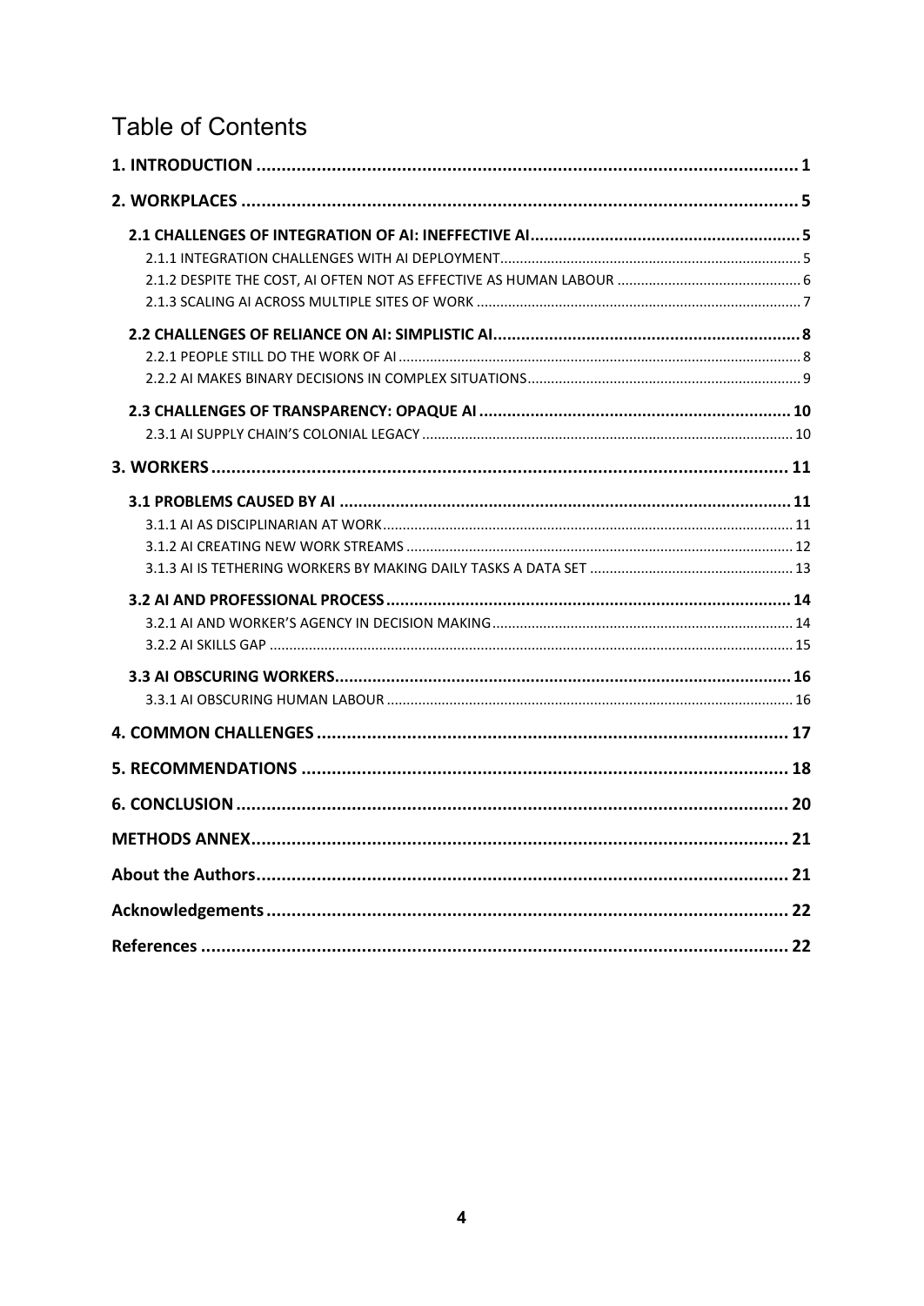# Table of Contents

**1. INTRODUCTION** ..... **1**

**2. WORKPLACES** ..... **5**

- **2.1 CHALLENGES OF INTEGRATION OF AI: INEFFECTIVE AI** ..... **5**
  - 2.1.1 INTEGRATION CHALLENGES WITH AI DEPLOYMENT ..... 5
  - 2.1.2 DESPITE THE COST, AI OFTEN NOT AS EFFECTIVE AS HUMAN LABOUR ..... 6
  - 2.1.3 SCALING AI ACROSS MULTIPLE SITES OF WORK ..... 7
- **2.2 CHALLENGES OF RELIANCE ON AI: SIMPLISTIC AI** ..... **8**
  - 2.2.1 PEOPLE STILL DO THE WORK OF AI ..... 8
  - 2.2.2 AI MAKES BINARY DECISIONS IN COMPLEX SITUATIONS ..... 9
- **2.3 CHALLENGES OF TRANSPARENCY: OPAQUE AI** ..... **10**
  - 2.3.1 AI SUPPLY CHAIN'S COLONIAL LEGACY ..... 10

**3. WORKERS** ..... **11**

- **3.1 PROBLEMS CAUSED BY AI** ..... **11**
  - 3.1.1 AI AS DISCIPLINARIAN AT WORK ..... 11
  - 3.1.2 AI CREATING NEW WORK STREAMS ..... 12
  - 3.1.3 AI IS TETHERING WORKERS BY MAKING DAILY TASKS A DATA SET ..... 13
- **3.2 AI AND PROFESSIONAL PROCESS** ..... **14**
  - 3.2.1 AI AND WORKER'S AGENCY IN DECISION MAKING ..... 14
  - 3.2.2 AI SKILLS GAP ..... 15
- **3.3 AI OBSCURING WORKERS** ..... **16**
  - 3.3.1 AI OBSCURING HUMAN LABOUR ..... 16

**4. COMMON CHALLENGES** ..... **17**

**5. RECOMMENDATIONS** ..... **18**

**6. CONCLUSION** ..... **20**

**METHODS ANNEX** ..... **21**

**About the Authors** ..... **21**

**Acknowledgements** ..... **22**

**References** ..... **22**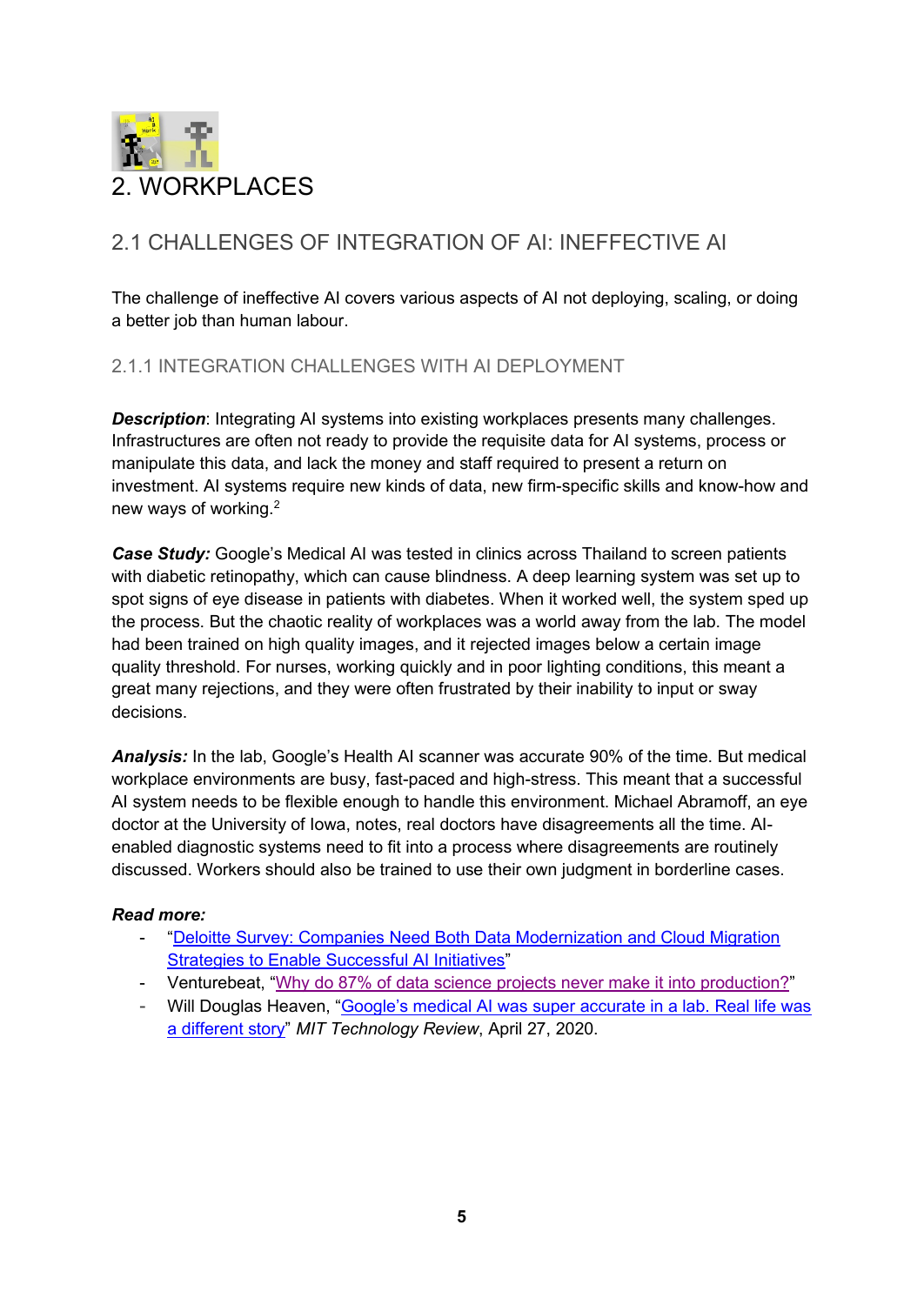# 2. WORKPLACES

## 2.1 CHALLENGES OF INTEGRATION OF AI: INEFFECTIVE AI

The challenge of ineffective AI covers various aspects of AI not deploying, scaling, or doing a better job than human labour.

### 2.1.1 INTEGRATION CHALLENGES WITH AI DEPLOYMENT

***Description***: Integrating AI systems into existing workplaces presents many challenges. Infrastructures are often not ready to provide the requisite data for AI systems, process or manipulate this data, and lack the money and staff required to present a return on investment. AI systems require new kinds of data, new firm-specific skills and know-how and new ways of working.[2]

***Case Study:*** Google's Medical AI was tested in clinics across Thailand to screen patients with diabetic retinopathy, which can cause blindness. A deep learning system was set up to spot signs of eye disease in patients with diabetes. When it worked well, the system sped up the process. But the chaotic reality of workplaces was a world away from the lab. The model had been trained on high quality images, and it rejected images below a certain image quality threshold. For nurses, working quickly and in poor lighting conditions, this meant a great many rejections, and they were often frustrated by their inability to input or sway decisions.

***Analysis:*** In the lab, Google's Health AI scanner was accurate 90% of the time. But medical workplace environments are busy, fast-paced and high-stress. This meant that a successful AI system needs to be flexible enough to handle this environment. Michael Abramoff, an eye doctor at the University of Iowa, notes, real doctors have disagreements all the time. AI-enabled diagnostic systems need to fit into a process where disagreements are routinely discussed. Workers should also be trained to use their own judgment in borderline cases.

***Read more:***

- "Deloitte Survey: Companies Need Both Data Modernization and Cloud Migration Strategies to Enable Successful AI Initiatives"
- Venturebeat, "Why do 87% of data science projects never make it into production?"
- Will Douglas Heaven, "Google's medical AI was super accurate in a lab. Real life was a different story" *MIT Technology Review*, April 27, 2020.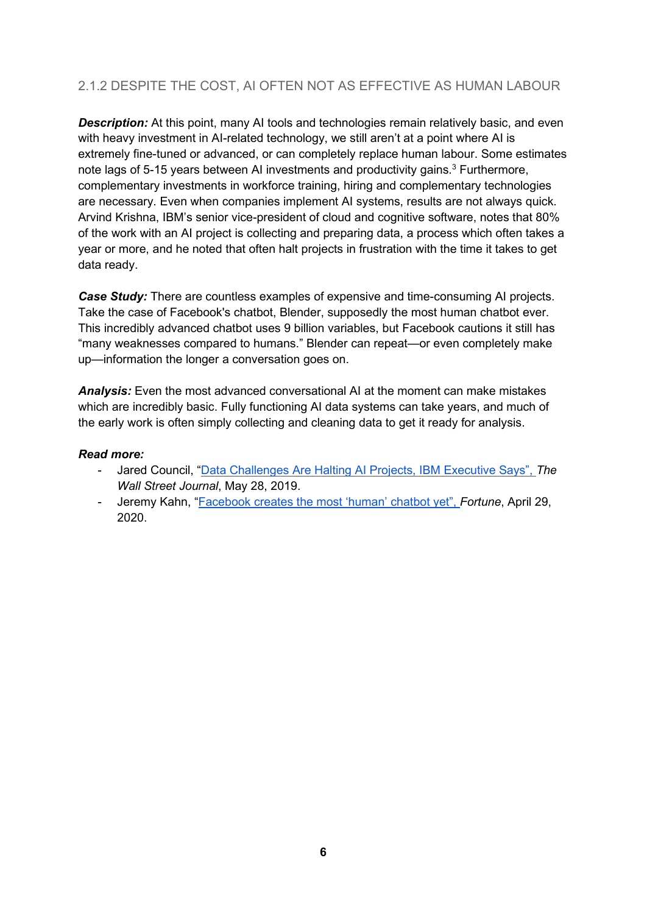### 2.1.2 DESPITE THE COST, AI OFTEN NOT AS EFFECTIVE AS HUMAN LABOUR

***Description:*** At this point, many AI tools and technologies remain relatively basic, and even with heavy investment in AI-related technology, we still aren't at a point where AI is extremely fine-tuned or advanced, or can completely replace human labour. Some estimates note lags of 5-15 years between AI investments and productivity gains.[3] Furthermore, complementary investments in workforce training, hiring and complementary technologies are necessary. Even when companies implement AI systems, results are not always quick. Arvind Krishna, IBM's senior vice-president of cloud and cognitive software, notes that 80% of the work with an AI project is collecting and preparing data, a process which often takes a year or more, and he noted that often halt projects in frustration with the time it takes to get data ready.

***Case Study:*** There are countless examples of expensive and time-consuming AI projects. Take the case of Facebook's chatbot, Blender, supposedly the most human chatbot ever. This incredibly advanced chatbot uses 9 billion variables, but Facebook cautions it still has "many weaknesses compared to humans." Blender can repeat—or even completely make up—information the longer a conversation goes on.

***Analysis:*** Even the most advanced conversational AI at the moment can make mistakes which are incredibly basic. Fully functioning AI data systems can take years, and much of the early work is often simply collecting and cleaning data to get it ready for analysis.

***Read more:***

- Jared Council, "Data Challenges Are Halting AI Projects, IBM Executive Says", *The Wall Street Journal*, May 28, 2019.
- Jeremy Kahn, "Facebook creates the most 'human' chatbot yet", *Fortune*, April 29, 2020.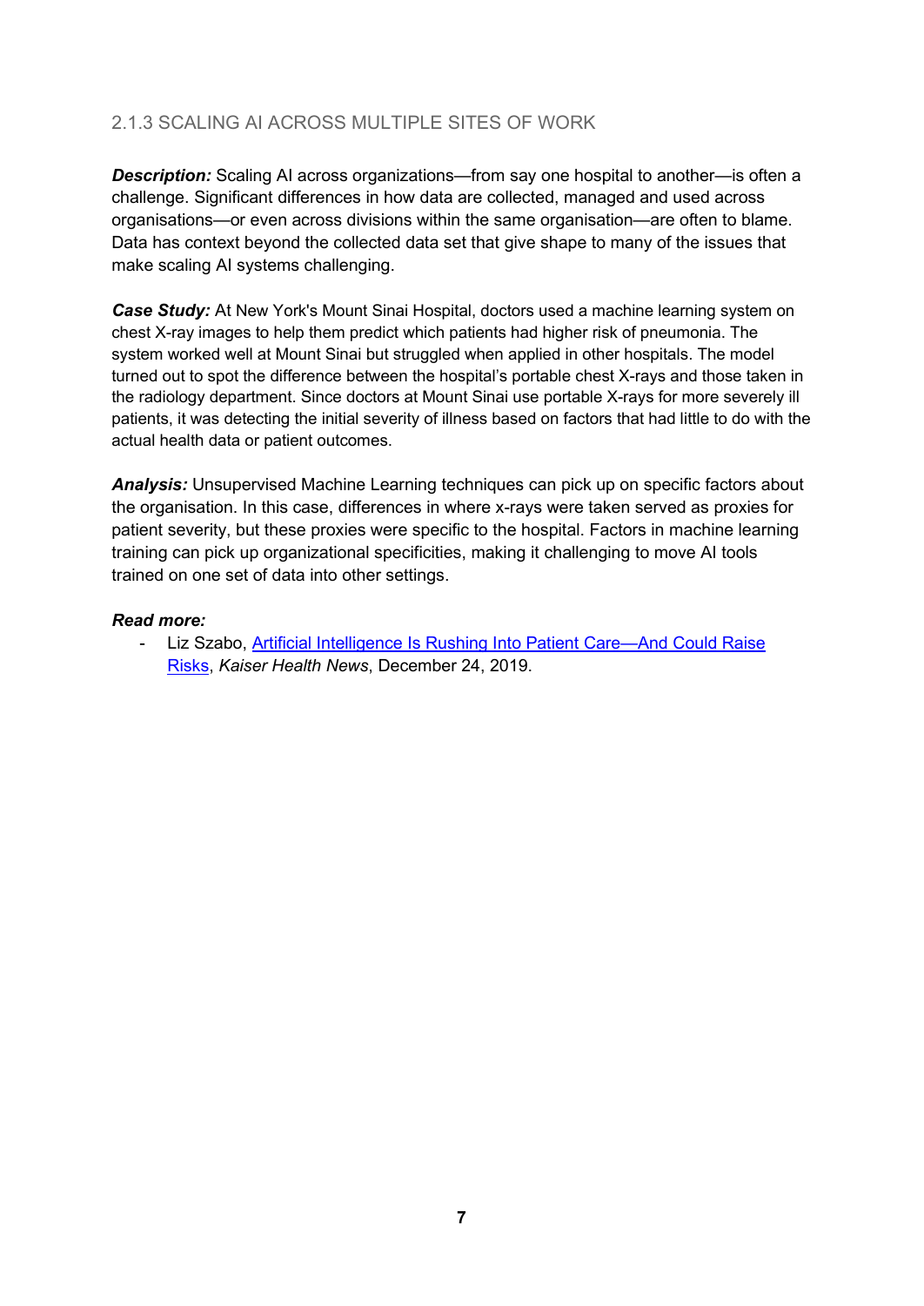### 2.1.3 SCALING AI ACROSS MULTIPLE SITES OF WORK

***Description:*** Scaling AI across organizations—from say one hospital to another—is often a challenge. Significant differences in how data are collected, managed and used across organisations—or even across divisions within the same organisation—are often to blame. Data has context beyond the collected data set that give shape to many of the issues that make scaling AI systems challenging.

***Case Study:*** At New York's Mount Sinai Hospital, doctors used a machine learning system on chest X-ray images to help them predict which patients had higher risk of pneumonia. The system worked well at Mount Sinai but struggled when applied in other hospitals. The model turned out to spot the difference between the hospital's portable chest X-rays and those taken in the radiology department. Since doctors at Mount Sinai use portable X-rays for more severely ill patients, it was detecting the initial severity of illness based on factors that had little to do with the actual health data or patient outcomes.

***Analysis:*** Unsupervised Machine Learning techniques can pick up on specific factors about the organisation. In this case, differences in where x-rays were taken served as proxies for patient severity, but these proxies were specific to the hospital. Factors in machine learning training can pick up organizational specificities, making it challenging to move AI tools trained on one set of data into other settings.

***Read more:***

- Liz Szabo, Artificial Intelligence Is Rushing Into Patient Care—And Could Raise Risks, *Kaiser Health News*, December 24, 2019.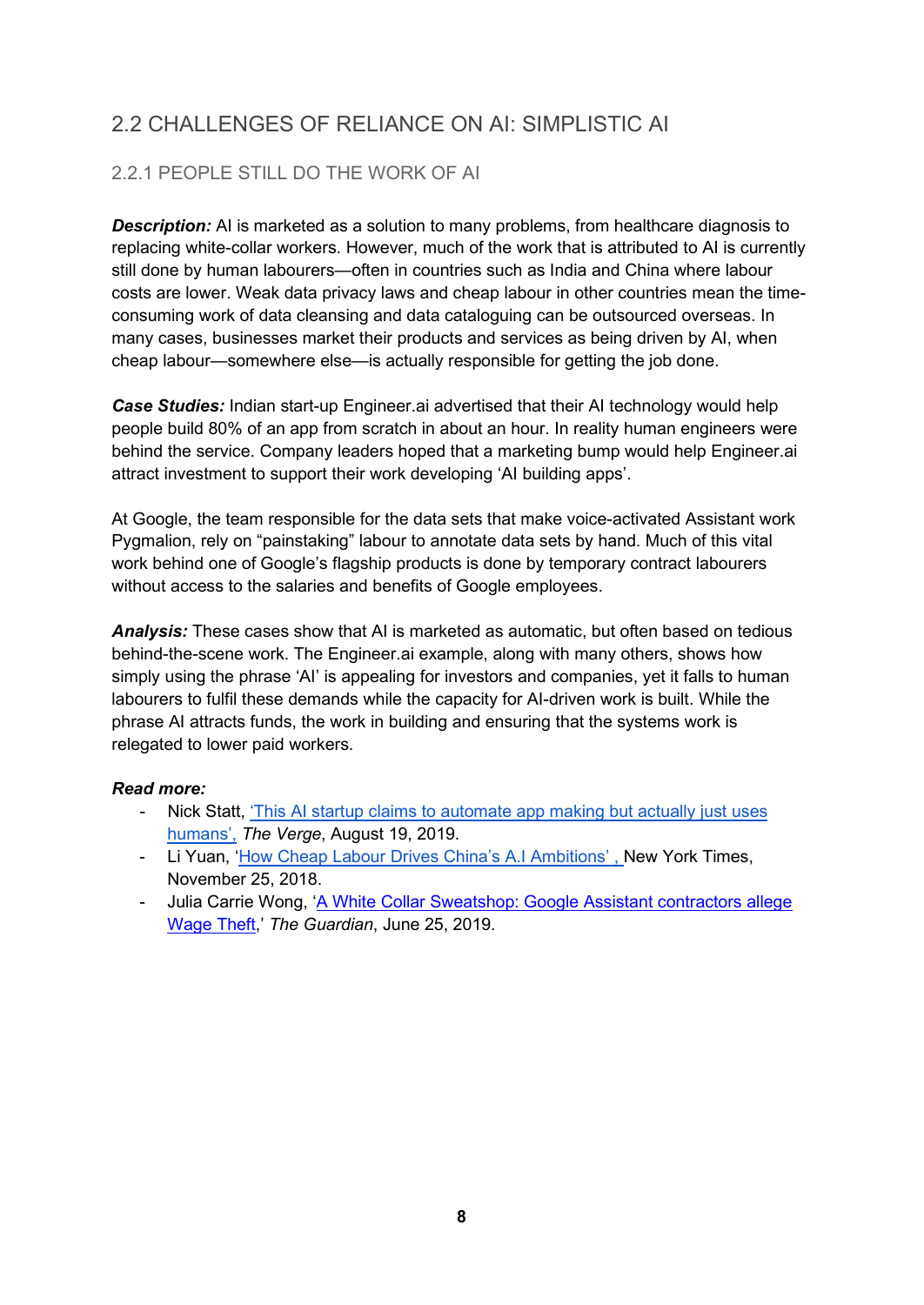## 2.2 CHALLENGES OF RELIANCE ON AI: SIMPLISTIC AI

### 2.2.1 PEOPLE STILL DO THE WORK OF AI

***Description:*** AI is marketed as a solution to many problems, from healthcare diagnosis to replacing white-collar workers. However, much of the work that is attributed to AI is currently still done by human labourers—often in countries such as India and China where labour costs are lower. Weak data privacy laws and cheap labour in other countries mean the time-consuming work of data cleansing and data cataloguing can be outsourced overseas. In many cases, businesses market their products and services as being driven by AI, when cheap labour—somewhere else—is actually responsible for getting the job done.

***Case Studies:*** Indian start-up Engineer.ai advertised that their AI technology would help people build 80% of an app from scratch in about an hour. In reality human engineers were behind the service. Company leaders hoped that a marketing bump would help Engineer.ai attract investment to support their work developing 'AI building apps'.

At Google, the team responsible for the data sets that make voice-activated Assistant work Pygmalion, rely on "painstaking" labour to annotate data sets by hand. Much of this vital work behind one of Google's flagship products is done by temporary contract labourers without access to the salaries and benefits of Google employees.

***Analysis:*** These cases show that AI is marketed as automatic, but often based on tedious behind-the-scene work. The Engineer.ai example, along with many others, shows how simply using the phrase 'AI' is appealing for investors and companies, yet it falls to human labourers to fulfil these demands while the capacity for AI-driven work is built. While the phrase AI attracts funds, the work in building and ensuring that the systems work is relegated to lower paid workers.

***Read more:***

- Nick Statt, 'This AI startup claims to automate app making but actually just uses humans', *The Verge*, August 19, 2019.
- Li Yuan, 'How Cheap Labour Drives China's A.I Ambitions' , New York Times, November 25, 2018.
- Julia Carrie Wong, 'A White Collar Sweatshop: Google Assistant contractors allege Wage Theft,' *The Guardian*, June 25, 2019.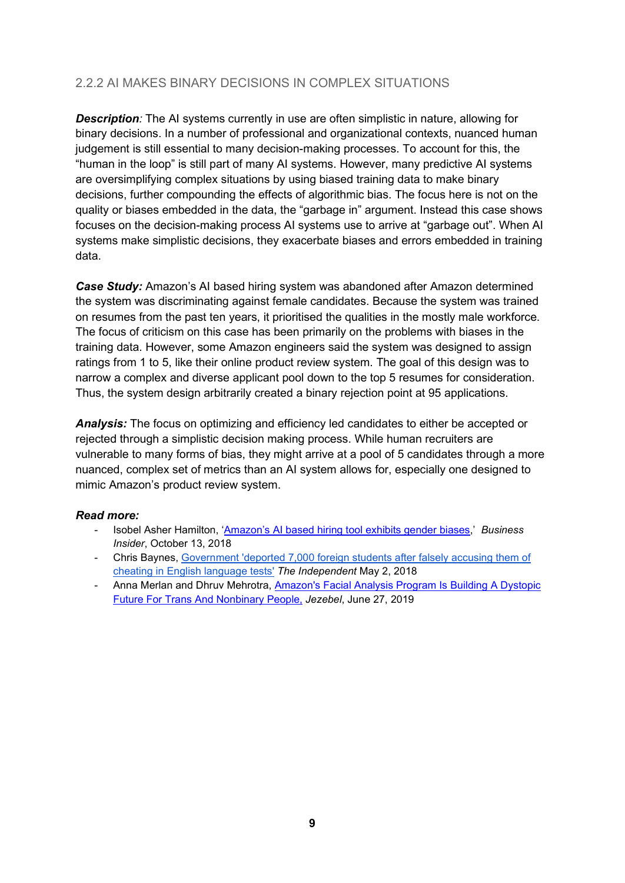### 2.2.2 AI MAKES BINARY DECISIONS IN COMPLEX SITUATIONS

***Description****:* The AI systems currently in use are often simplistic in nature, allowing for binary decisions. In a number of professional and organizational contexts, nuanced human judgement is still essential to many decision-making processes. To account for this, the "human in the loop" is still part of many AI systems. However, many predictive AI systems are oversimplifying complex situations by using biased training data to make binary decisions, further compounding the effects of algorithmic bias. The focus here is not on the quality or biases embedded in the data, the "garbage in" argument. Instead this case shows focuses on the decision-making process AI systems use to arrive at "garbage out". When AI systems make simplistic decisions, they exacerbate biases and errors embedded in training data.

***Case Study:*** Amazon's AI based hiring system was abandoned after Amazon determined the system was discriminating against female candidates. Because the system was trained on resumes from the past ten years, it prioritised the qualities in the mostly male workforce. The focus of criticism on this case has been primarily on the problems with biases in the training data. However, some Amazon engineers said the system was designed to assign ratings from 1 to 5, like their online product review system. The goal of this design was to narrow a complex and diverse applicant pool down to the top 5 resumes for consideration. Thus, the system design arbitrarily created a binary rejection point at 95 applications.

***Analysis:*** The focus on optimizing and efficiency led candidates to either be accepted or rejected through a simplistic decision making process. While human recruiters are vulnerable to many forms of bias, they might arrive at a pool of 5 candidates through a more nuanced, complex set of metrics than an AI system allows for, especially one designed to mimic Amazon's product review system.

***Read more:***

- Isobel Asher Hamilton, 'Amazon's AI based hiring tool exhibits gender biases,' *Business Insider*, October 13, 2018
- Chris Baynes, Government 'deported 7,000 foreign students after falsely accusing them of cheating in English language tests' *The Independent* May 2, 2018
- Anna Merlan and Dhruv Mehrotra, Amazon's Facial Analysis Program Is Building A Dystopic Future For Trans And Nonbinary People, *Jezebel*, June 27, 2019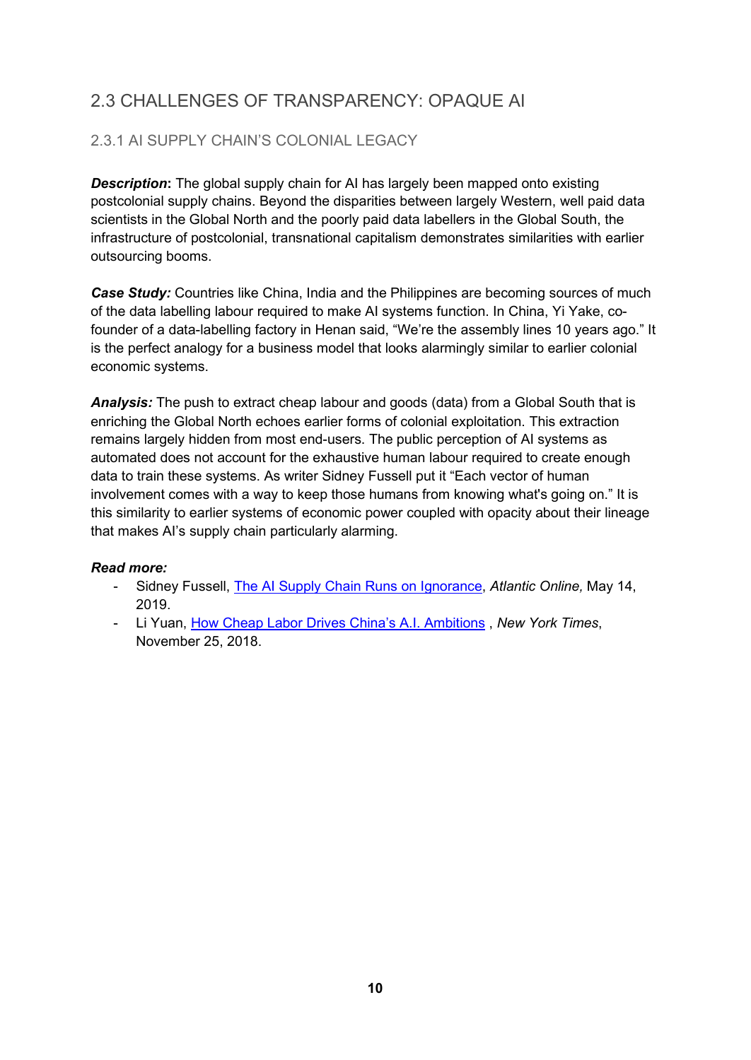## 2.3 CHALLENGES OF TRANSPARENCY: OPAQUE AI

### 2.3.1 AI SUPPLY CHAIN'S COLONIAL LEGACY

***Description*:** The global supply chain for AI has largely been mapped onto existing postcolonial supply chains. Beyond the disparities between largely Western, well paid data scientists in the Global North and the poorly paid data labellers in the Global South, the infrastructure of postcolonial, transnational capitalism demonstrates similarities with earlier outsourcing booms.

***Case Study:*** Countries like China, India and the Philippines are becoming sources of much of the data labelling labour required to make AI systems function. In China, Yi Yake, co-founder of a data-labelling factory in Henan said, "We're the assembly lines 10 years ago." It is the perfect analogy for a business model that looks alarmingly similar to earlier colonial economic systems.

***Analysis:*** The push to extract cheap labour and goods (data) from a Global South that is enriching the Global North echoes earlier forms of colonial exploitation. This extraction remains largely hidden from most end-users. The public perception of AI systems as automated does not account for the exhaustive human labour required to create enough data to train these systems. As writer Sidney Fussell put it "Each vector of human involvement comes with a way to keep those humans from knowing what's going on." It is this similarity to earlier systems of economic power coupled with opacity about their lineage that makes AI's supply chain particularly alarming.

***Read more:***

- Sidney Fussell, The AI Supply Chain Runs on Ignorance, *Atlantic Online,* May 14, 2019.
- Li Yuan, How Cheap Labor Drives China's A.I. Ambitions , *New York Times*, November 25, 2018.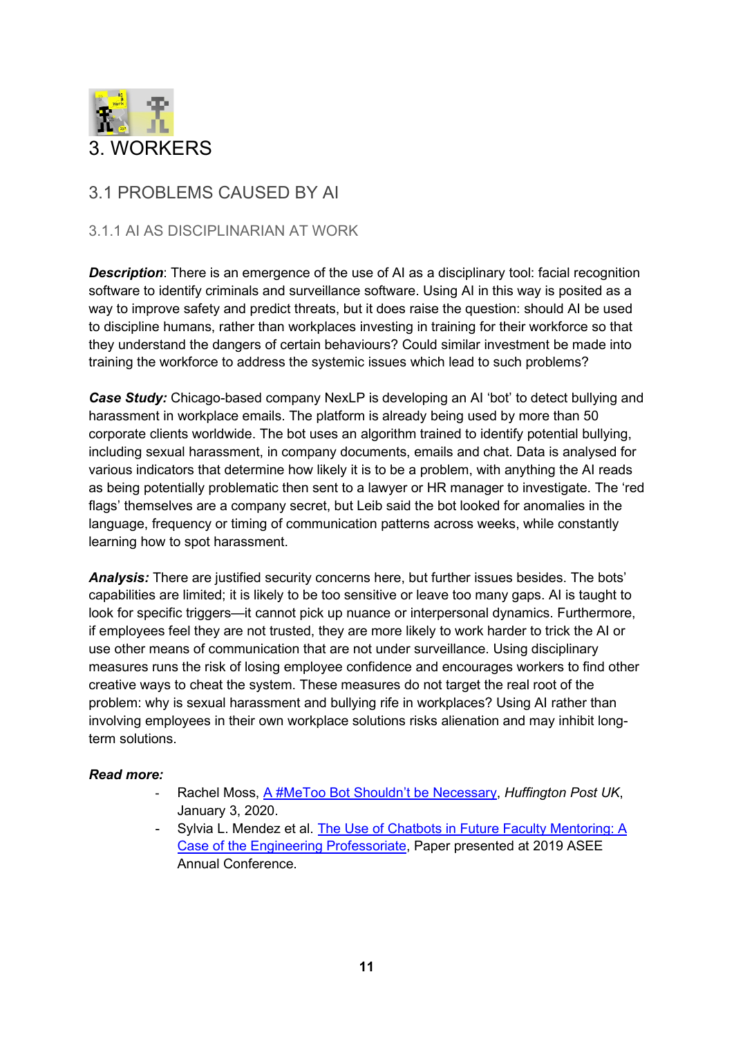# 3. WORKERS

## 3.1 PROBLEMS CAUSED BY AI

### 3.1.1 AI AS DISCIPLINARIAN AT WORK

***Description***: There is an emergence of the use of AI as a disciplinary tool: facial recognition software to identify criminals and surveillance software. Using AI in this way is posited as a way to improve safety and predict threats, but it does raise the question: should AI be used to discipline humans, rather than workplaces investing in training for their workforce so that they understand the dangers of certain behaviours? Could similar investment be made into training the workforce to address the systemic issues which lead to such problems?

***Case Study:*** Chicago-based company NexLP is developing an AI 'bot' to detect bullying and harassment in workplace emails. The platform is already being used by more than 50 corporate clients worldwide. The bot uses an algorithm trained to identify potential bullying, including sexual harassment, in company documents, emails and chat. Data is analysed for various indicators that determine how likely it is to be a problem, with anything the AI reads as being potentially problematic then sent to a lawyer or HR manager to investigate. The 'red flags' themselves are a company secret, but Leib said the bot looked for anomalies in the language, frequency or timing of communication patterns across weeks, while constantly learning how to spot harassment.

***Analysis:*** There are justified security concerns here, but further issues besides. The bots' capabilities are limited; it is likely to be too sensitive or leave too many gaps. AI is taught to look for specific triggers—it cannot pick up nuance or interpersonal dynamics. Furthermore, if employees feel they are not trusted, they are more likely to work harder to trick the AI or use other means of communication that are not under surveillance. Using disciplinary measures runs the risk of losing employee confidence and encourages workers to find other creative ways to cheat the system. These measures do not target the real root of the problem: why is sexual harassment and bullying rife in workplaces? Using AI rather than involving employees in their own workplace solutions risks alienation and may inhibit long-term solutions.

***Read more:***

- Rachel Moss, A #MeToo Bot Shouldn't be Necessary, *Huffington Post UK*, January 3, 2020.
- Sylvia L. Mendez et al. The Use of Chatbots in Future Faculty Mentoring: A Case of the Engineering Professoriate, Paper presented at 2019 ASEE Annual Conference.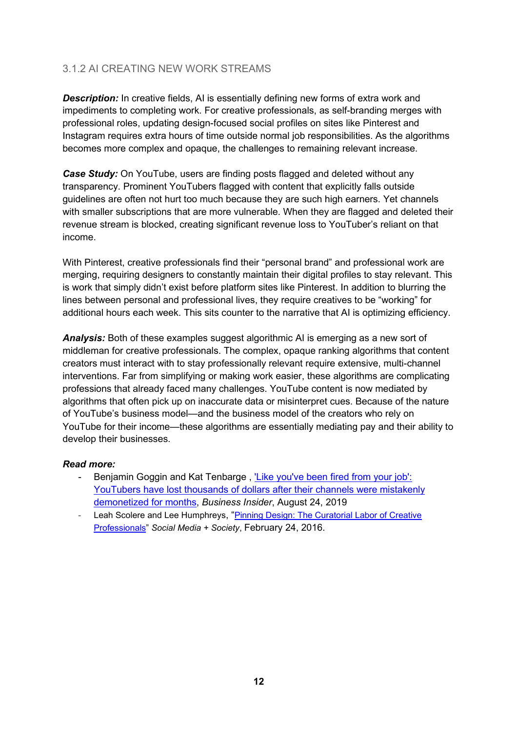### 3.1.2 AI CREATING NEW WORK STREAMS

***Description:*** In creative fields, AI is essentially defining new forms of extra work and impediments to completing work. For creative professionals, as self-branding merges with professional roles, updating design-focused social profiles on sites like Pinterest and Instagram requires extra hours of time outside normal job responsibilities. As the algorithms becomes more complex and opaque, the challenges to remaining relevant increase.

***Case Study:*** On YouTube, users are finding posts flagged and deleted without any transparency. Prominent YouTubers flagged with content that explicitly falls outside guidelines are often not hurt too much because they are such high earners. Yet channels with smaller subscriptions that are more vulnerable. When they are flagged and deleted their revenue stream is blocked, creating significant revenue loss to YouTuber's reliant on that income.

With Pinterest, creative professionals find their "personal brand" and professional work are merging, requiring designers to constantly maintain their digital profiles to stay relevant. This is work that simply didn't exist before platform sites like Pinterest. In addition to blurring the lines between personal and professional lives, they require creatives to be "working" for additional hours each week. This sits counter to the narrative that AI is optimizing efficiency.

***Analysis:*** Both of these examples suggest algorithmic AI is emerging as a new sort of middleman for creative professionals. The complex, opaque ranking algorithms that content creators must interact with to stay professionally relevant require extensive, multi-channel interventions. Far from simplifying or making work easier, these algorithms are complicating professions that already faced many challenges. YouTube content is now mediated by algorithms that often pick up on inaccurate data or misinterpret cues. Because of the nature of YouTube's business model—and the business model of the creators who rely on YouTube for their income—these algorithms are essentially mediating pay and their ability to develop their businesses.

***Read more:***

- Benjamin Goggin and Kat Tenbarge , 'Like you've been fired from your job': YouTubers have lost thousands of dollars after their channels were mistakenly demonetized for months, *Business Insider*, August 24, 2019
- Leah Scolere and Lee Humphreys, "Pinning Design: The Curatorial Labor of Creative Professionals" *Social Media + Society*, February 24, 2016.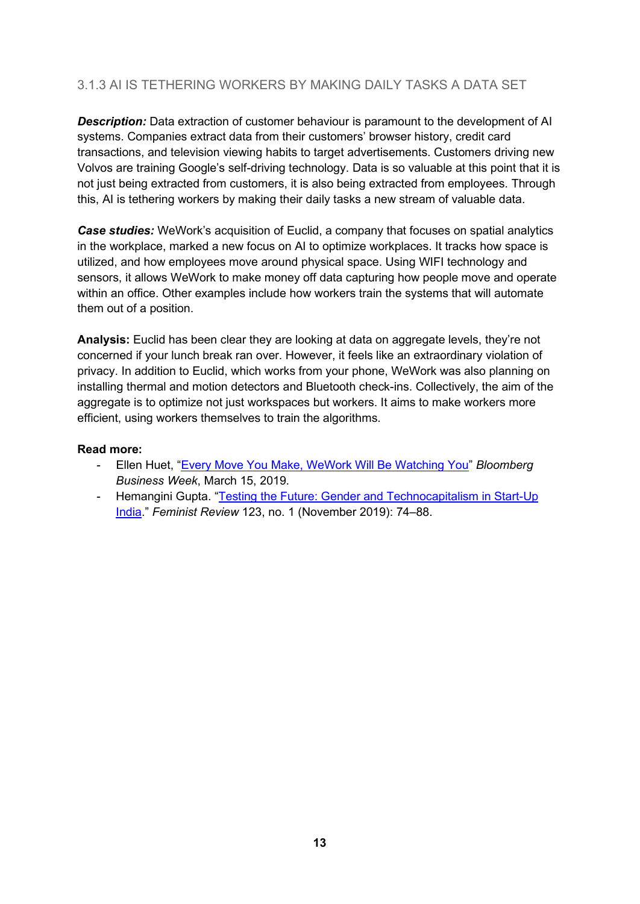### 3.1.3 AI IS TETHERING WORKERS BY MAKING DAILY TASKS A DATA SET

***Description:*** Data extraction of customer behaviour is paramount to the development of AI systems. Companies extract data from their customers' browser history, credit card transactions, and television viewing habits to target advertisements. Customers driving new Volvos are training Google's self-driving technology. Data is so valuable at this point that it is not just being extracted from customers, it is also being extracted from employees. Through this, AI is tethering workers by making their daily tasks a new stream of valuable data.

***Case studies:*** WeWork's acquisition of Euclid, a company that focuses on spatial analytics in the workplace, marked a new focus on AI to optimize workplaces. It tracks how space is utilized, and how employees move around physical space. Using WIFI technology and sensors, it allows WeWork to make money off data capturing how people move and operate within an office. Other examples include how workers train the systems that will automate them out of a position.

**Analysis:** Euclid has been clear they are looking at data on aggregate levels, they're not concerned if your lunch break ran over. However, it feels like an extraordinary violation of privacy. In addition to Euclid, which works from your phone, WeWork was also planning on installing thermal and motion detectors and Bluetooth check-ins. Collectively, the aim of the aggregate is to optimize not just workspaces but workers. It aims to make workers more efficient, using workers themselves to train the algorithms.

**Read more:**

- Ellen Huet, "Every Move You Make, WeWork Will Be Watching You" *Bloomberg Business Week*, March 15, 2019.
- Hemangini Gupta. "Testing the Future: Gender and Technocapitalism in Start-Up India." *Feminist Review* 123, no. 1 (November 2019): 74–88.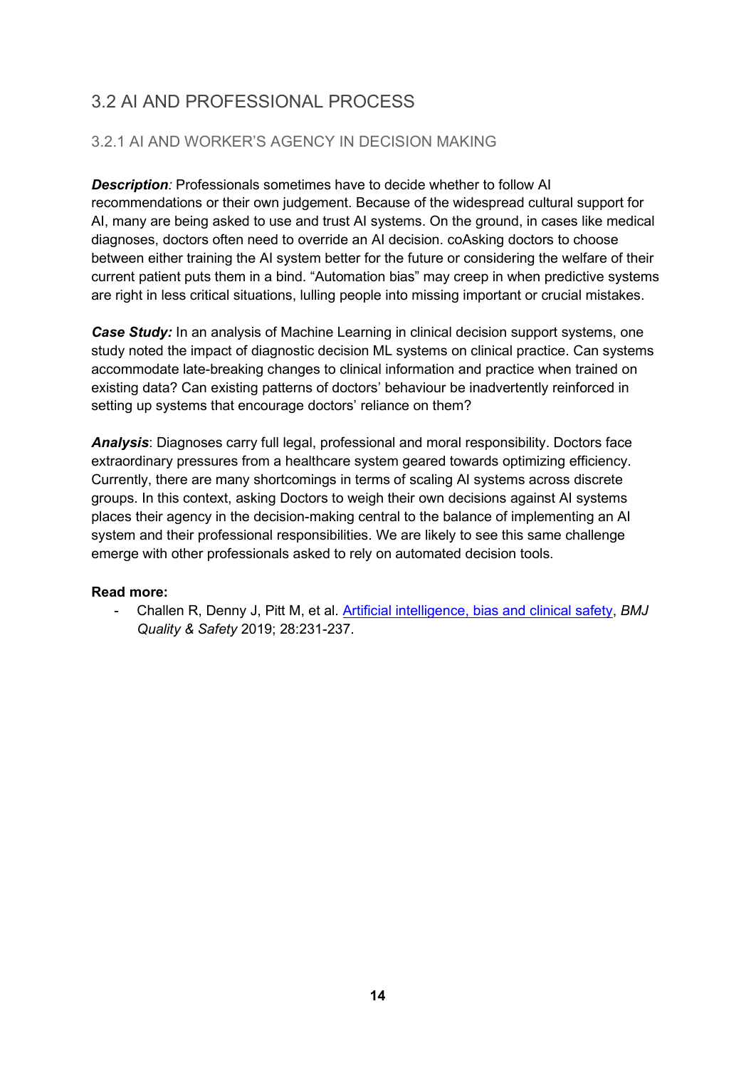## 3.2 AI AND PROFESSIONAL PROCESS

### 3.2.1 AI AND WORKER'S AGENCY IN DECISION MAKING

***Description**:* Professionals sometimes have to decide whether to follow AI recommendations or their own judgement. Because of the widespread cultural support for AI, many are being asked to use and trust AI systems. On the ground, in cases like medical diagnoses, doctors often need to override an AI decision. coAsking doctors to choose between either training the AI system better for the future or considering the welfare of their current patient puts them in a bind. "Automation bias" may creep in when predictive systems are right in less critical situations, lulling people into missing important or crucial mistakes.

***Case Study:*** In an analysis of Machine Learning in clinical decision support systems, one study noted the impact of diagnostic decision ML systems on clinical practice. Can systems accommodate late-breaking changes to clinical information and practice when trained on existing data? Can existing patterns of doctors' behaviour be inadvertently reinforced in setting up systems that encourage doctors' reliance on them?

***Analysis***: Diagnoses carry full legal, professional and moral responsibility. Doctors face extraordinary pressures from a healthcare system geared towards optimizing efficiency. Currently, there are many shortcomings in terms of scaling AI systems across discrete groups. In this context, asking Doctors to weigh their own decisions against AI systems places their agency in the decision-making central to the balance of implementing an AI system and their professional responsibilities. We are likely to see this same challenge emerge with other professionals asked to rely on automated decision tools.

**Read more:**

- Challen R, Denny J, Pitt M, et al. Artificial intelligence, bias and clinical safety, *BMJ Quality & Safety* 2019; 28:231-237.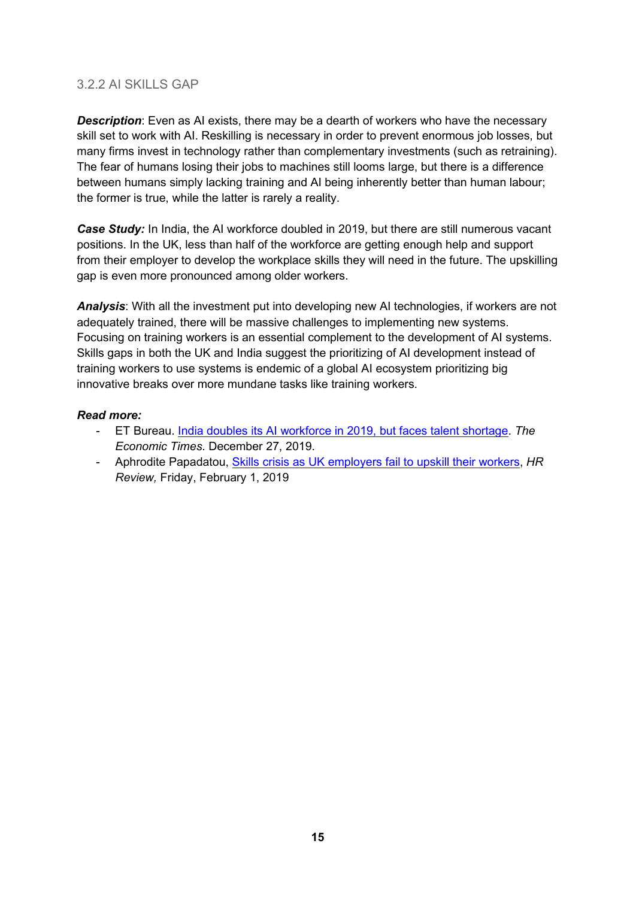### 3.2.2 AI SKILLS GAP

***Description***: Even as AI exists, there may be a dearth of workers who have the necessary skill set to work with AI. Reskilling is necessary in order to prevent enormous job losses, but many firms invest in technology rather than complementary investments (such as retraining). The fear of humans losing their jobs to machines still looms large, but there is a difference between humans simply lacking training and AI being inherently better than human labour; the former is true, while the latter is rarely a reality.

***Case Study:*** In India, the AI workforce doubled in 2019, but there are still numerous vacant positions. In the UK, less than half of the workforce are getting enough help and support from their employer to develop the workplace skills they will need in the future. The upskilling gap is even more pronounced among older workers.

***Analysis***: With all the investment put into developing new AI technologies, if workers are not adequately trained, there will be massive challenges to implementing new systems. Focusing on training workers is an essential complement to the development of AI systems. Skills gaps in both the UK and India suggest the prioritizing of AI development instead of training workers to use systems is endemic of a global AI ecosystem prioritizing big innovative breaks over more mundane tasks like training workers.

***Read more:***

- ET Bureau. India doubles its AI workforce in 2019, but faces talent shortage. *The Economic Times*. December 27, 2019.
- Aphrodite Papadatou, Skills crisis as UK employers fail to upskill their workers, *HR Review,* Friday, February 1, 2019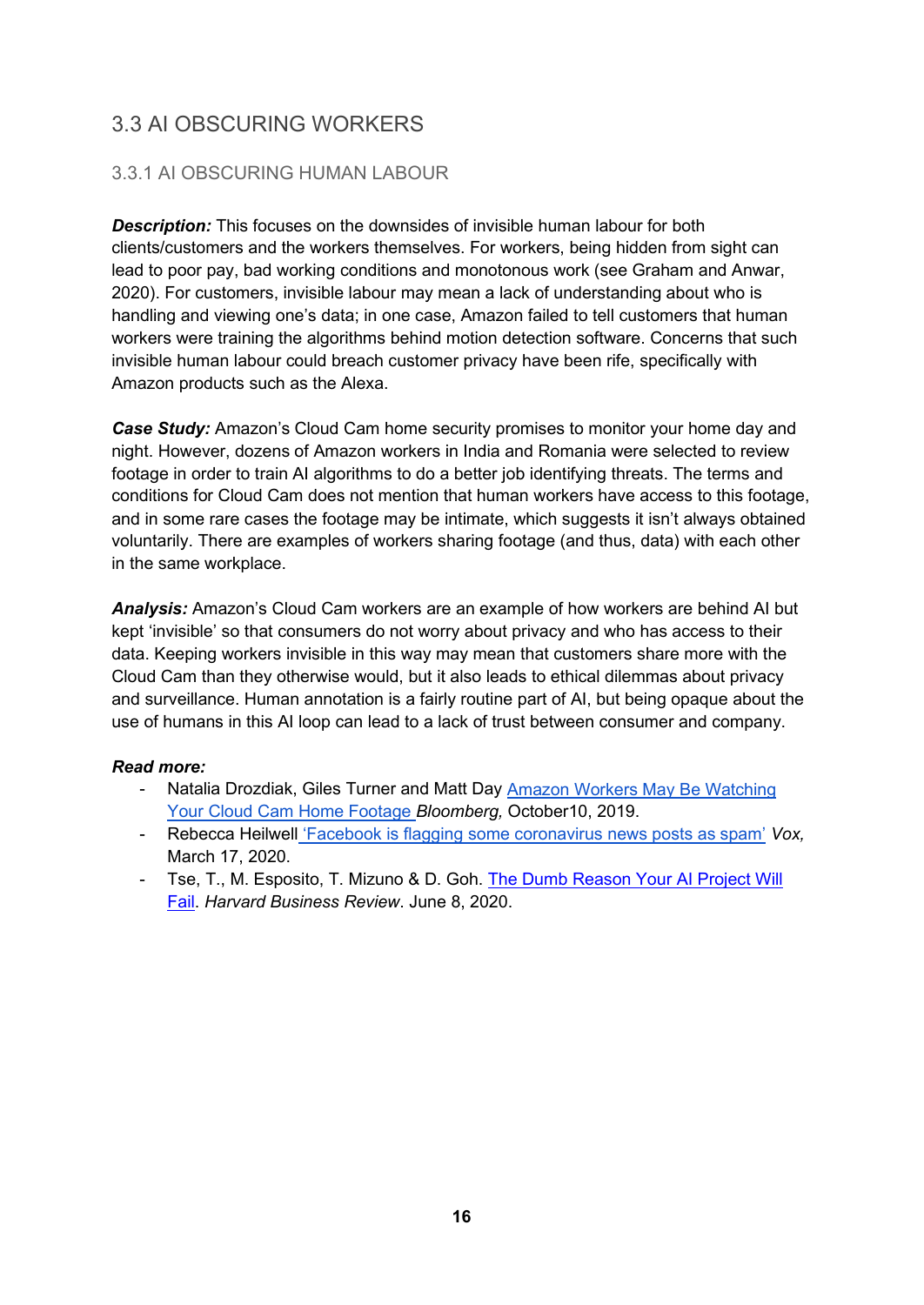## 3.3 AI OBSCURING WORKERS

### 3.3.1 AI OBSCURING HUMAN LABOUR

***Description:*** This focuses on the downsides of invisible human labour for both clients/customers and the workers themselves. For workers, being hidden from sight can lead to poor pay, bad working conditions and monotonous work (see Graham and Anwar, 2020). For customers, invisible labour may mean a lack of understanding about who is handling and viewing one's data; in one case, Amazon failed to tell customers that human workers were training the algorithms behind motion detection software. Concerns that such invisible human labour could breach customer privacy have been rife, specifically with Amazon products such as the Alexa.

***Case Study:*** Amazon's Cloud Cam home security promises to monitor your home day and night. However, dozens of Amazon workers in India and Romania were selected to review footage in order to train AI algorithms to do a better job identifying threats. The terms and conditions for Cloud Cam does not mention that human workers have access to this footage, and in some rare cases the footage may be intimate, which suggests it isn't always obtained voluntarily. There are examples of workers sharing footage (and thus, data) with each other in the same workplace.

***Analysis:*** Amazon's Cloud Cam workers are an example of how workers are behind AI but kept 'invisible' so that consumers do not worry about privacy and who has access to their data. Keeping workers invisible in this way may mean that customers share more with the Cloud Cam than they otherwise would, but it also leads to ethical dilemmas about privacy and surveillance. Human annotation is a fairly routine part of AI, but being opaque about the use of humans in this AI loop can lead to a lack of trust between consumer and company.

***Read more:***

- Natalia Drozdiak, Giles Turner and Matt Day Amazon Workers May Be Watching Your Cloud Cam Home Footage *Bloomberg,* October10, 2019.
- Rebecca Heilwell 'Facebook is flagging some coronavirus news posts as spam' *Vox,* March 17, 2020.
- Tse, T., M. Esposito, T. Mizuno & D. Goh. The Dumb Reason Your AI Project Will Fail. *Harvard Business Review*. June 8, 2020.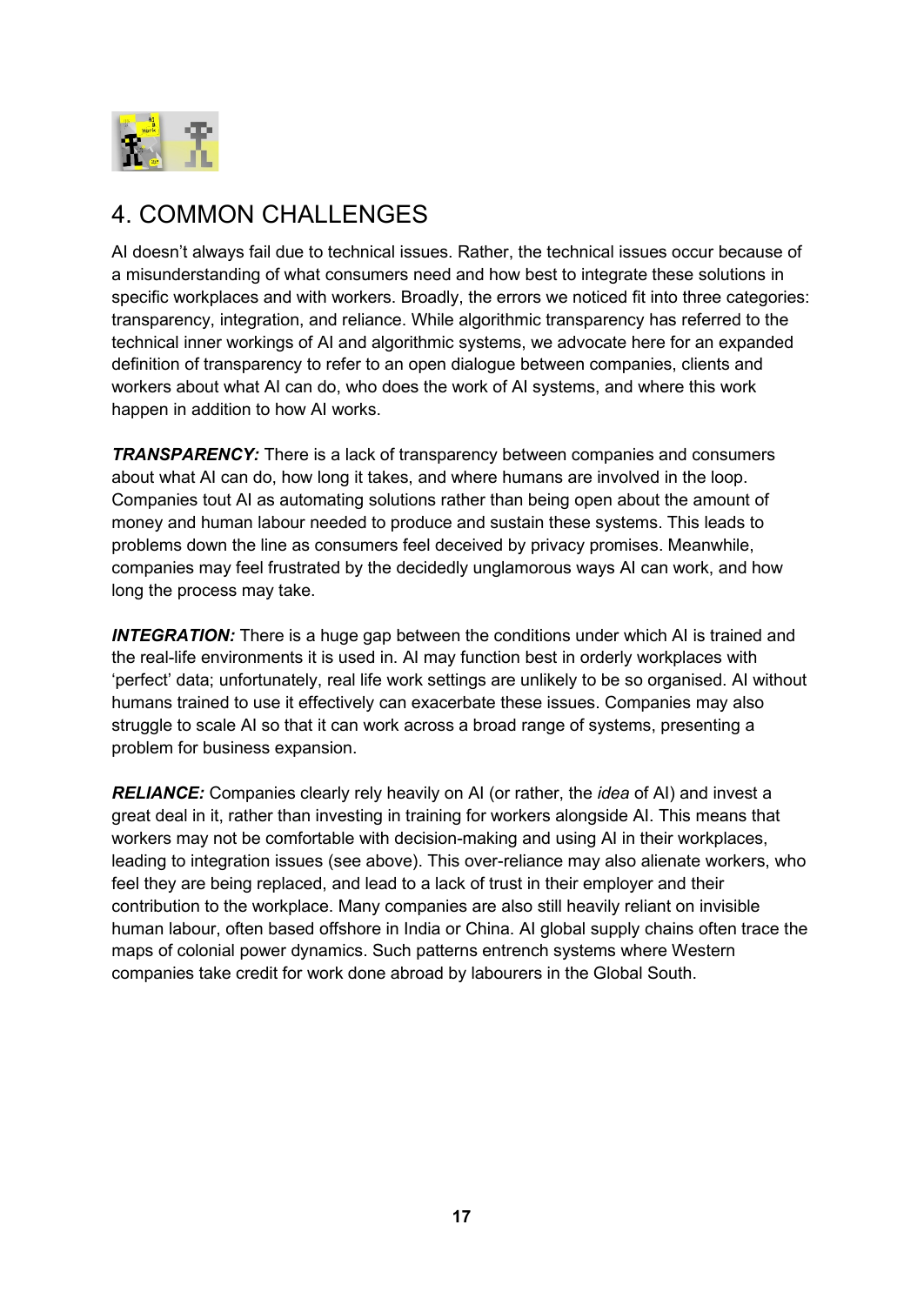# 4. COMMON CHALLENGES

AI doesn't always fail due to technical issues. Rather, the technical issues occur because of a misunderstanding of what consumers need and how best to integrate these solutions in specific workplaces and with workers. Broadly, the errors we noticed fit into three categories: transparency, integration, and reliance. While algorithmic transparency has referred to the technical inner workings of AI and algorithmic systems, we advocate here for an expanded definition of transparency to refer to an open dialogue between companies, clients and workers about what AI can do, who does the work of AI systems, and where this work happen in addition to how AI works.

***TRANSPARENCY:*** There is a lack of transparency between companies and consumers about what AI can do, how long it takes, and where humans are involved in the loop. Companies tout AI as automating solutions rather than being open about the amount of money and human labour needed to produce and sustain these systems. This leads to problems down the line as consumers feel deceived by privacy promises. Meanwhile, companies may feel frustrated by the decidedly unglamorous ways AI can work, and how long the process may take.

***INTEGRATION:*** There is a huge gap between the conditions under which AI is trained and the real-life environments it is used in. AI may function best in orderly workplaces with 'perfect' data; unfortunately, real life work settings are unlikely to be so organised. AI without humans trained to use it effectively can exacerbate these issues. Companies may also struggle to scale AI so that it can work across a broad range of systems, presenting a problem for business expansion.

***RELIANCE:*** Companies clearly rely heavily on AI (or rather, the *idea* of AI) and invest a great deal in it, rather than investing in training for workers alongside AI. This means that workers may not be comfortable with decision-making and using AI in their workplaces, leading to integration issues (see above). This over-reliance may also alienate workers, who feel they are being replaced, and lead to a lack of trust in their employer and their contribution to the workplace. Many companies are also still heavily reliant on invisible human labour, often based offshore in India or China. AI global supply chains often trace the maps of colonial power dynamics. Such patterns entrench systems where Western companies take credit for work done abroad by labourers in the Global South.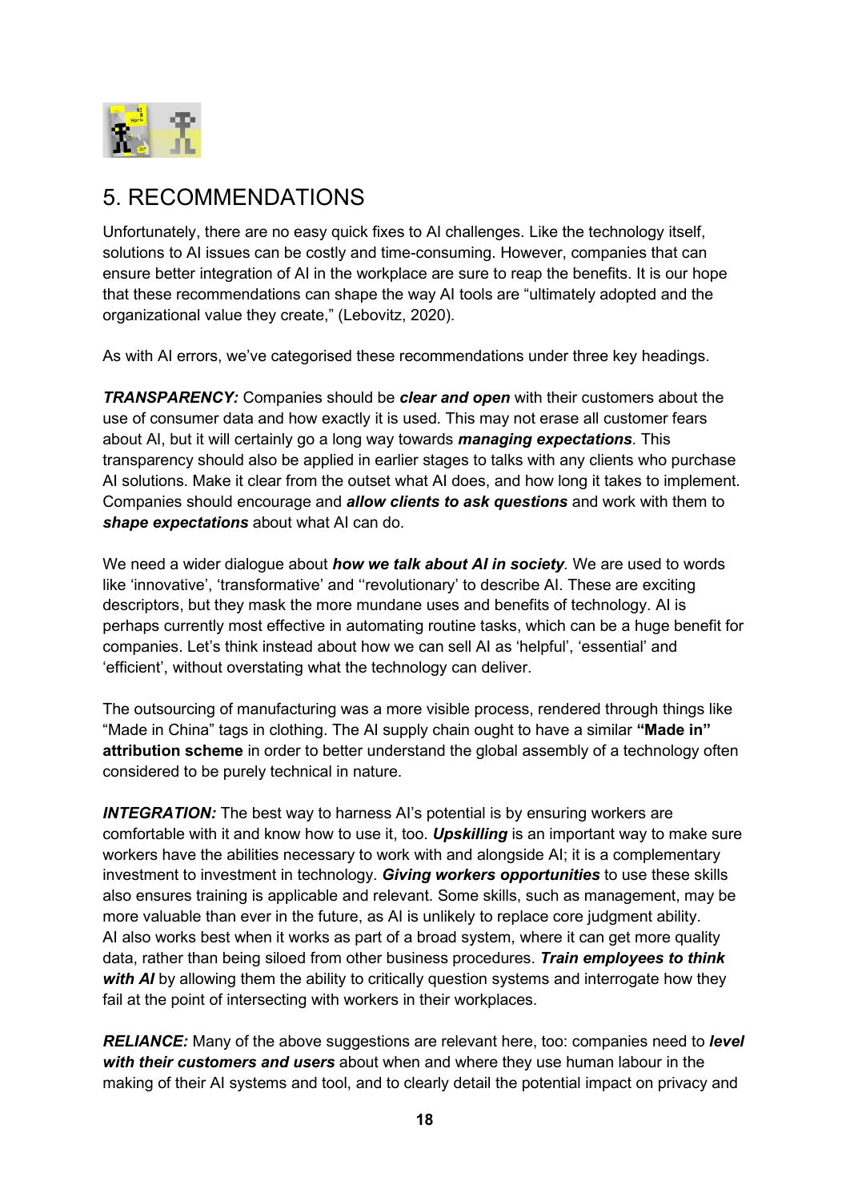# 5. RECOMMENDATIONS

Unfortunately, there are no easy quick fixes to AI challenges. Like the technology itself, solutions to AI issues can be costly and time-consuming. However, companies that can ensure better integration of AI in the workplace are sure to reap the benefits. It is our hope that these recommendations can shape the way AI tools are "ultimately adopted and the organizational value they create," (Lebovitz, 2020).

As with AI errors, we've categorised these recommendations under three key headings.

***TRANSPARENCY:*** Companies should be ***clear and open*** with their customers about the use of consumer data and how exactly it is used. This may not erase all customer fears about AI, but it will certainly go a long way towards ***managing expectations***. This transparency should also be applied in earlier stages to talks with any clients who purchase AI solutions. Make it clear from the outset what AI does, and how long it takes to implement. Companies should encourage and ***allow clients to ask questions*** and work with them to ***shape expectations*** about what AI can do.

We need a wider dialogue about ***how we talk about AI in society***. We are used to words like 'innovative', 'transformative' and ''revolutionary' to describe AI. These are exciting descriptors, but they mask the more mundane uses and benefits of technology. AI is perhaps currently most effective in automating routine tasks, which can be a huge benefit for companies. Let's think instead about how we can sell AI as 'helpful', 'essential' and 'efficient', without overstating what the technology can deliver.

The outsourcing of manufacturing was a more visible process, rendered through things like "Made in China" tags in clothing. The AI supply chain ought to have a similar **"Made in" attribution scheme** in order to better understand the global assembly of a technology often considered to be purely technical in nature.

***INTEGRATION:*** The best way to harness AI's potential is by ensuring workers are comfortable with it and know how to use it, too. ***Upskilling*** is an important way to make sure workers have the abilities necessary to work with and alongside AI; it is a complementary investment to investment in technology. ***Giving workers opportunities*** to use these skills also ensures training is applicable and relevant. Some skills, such as management, may be more valuable than ever in the future, as AI is unlikely to replace core judgment ability. AI also works best when it works as part of a broad system, where it can get more quality data, rather than being siloed from other business procedures. ***Train employees to think with AI*** by allowing them the ability to critically question systems and interrogate how they fail at the point of intersecting with workers in their workplaces.

***RELIANCE:*** Many of the above suggestions are relevant here, too: companies need to ***level with their customers and users*** about when and where they use human labour in the making of their AI systems and tool, and to clearly detail the potential impact on privacy and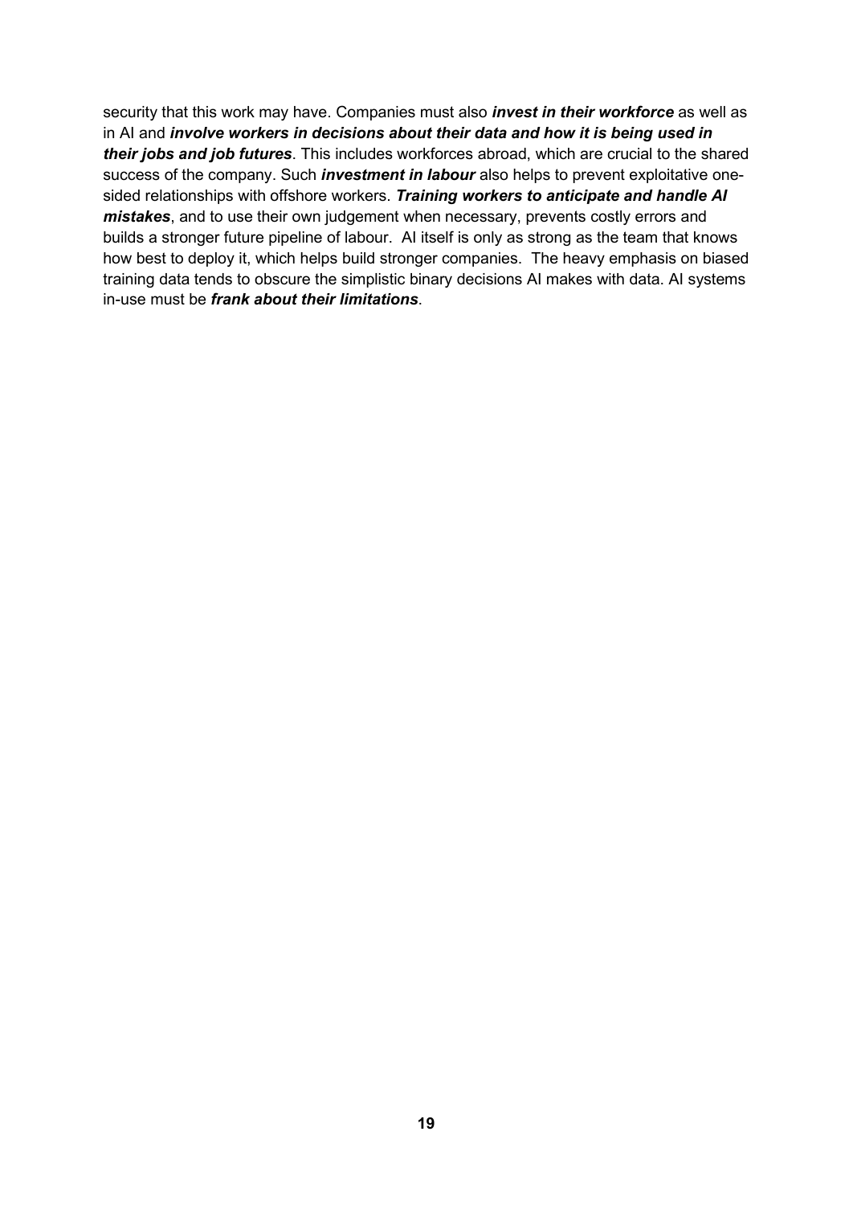security that this work may have. Companies must also ***invest in their workforce*** as well as in AI and ***involve workers in decisions about their data and how it is being used in their jobs and job futures***. This includes workforces abroad, which are crucial to the shared success of the company. Such ***investment in labour*** also helps to prevent exploitative one-sided relationships with offshore workers. ***Training workers to anticipate and handle AI mistakes***, and to use their own judgement when necessary, prevents costly errors and builds a stronger future pipeline of labour. AI itself is only as strong as the team that knows how best to deploy it, which helps build stronger companies. The heavy emphasis on biased training data tends to obscure the simplistic binary decisions AI makes with data. AI systems in-use must be ***frank about their limitations***.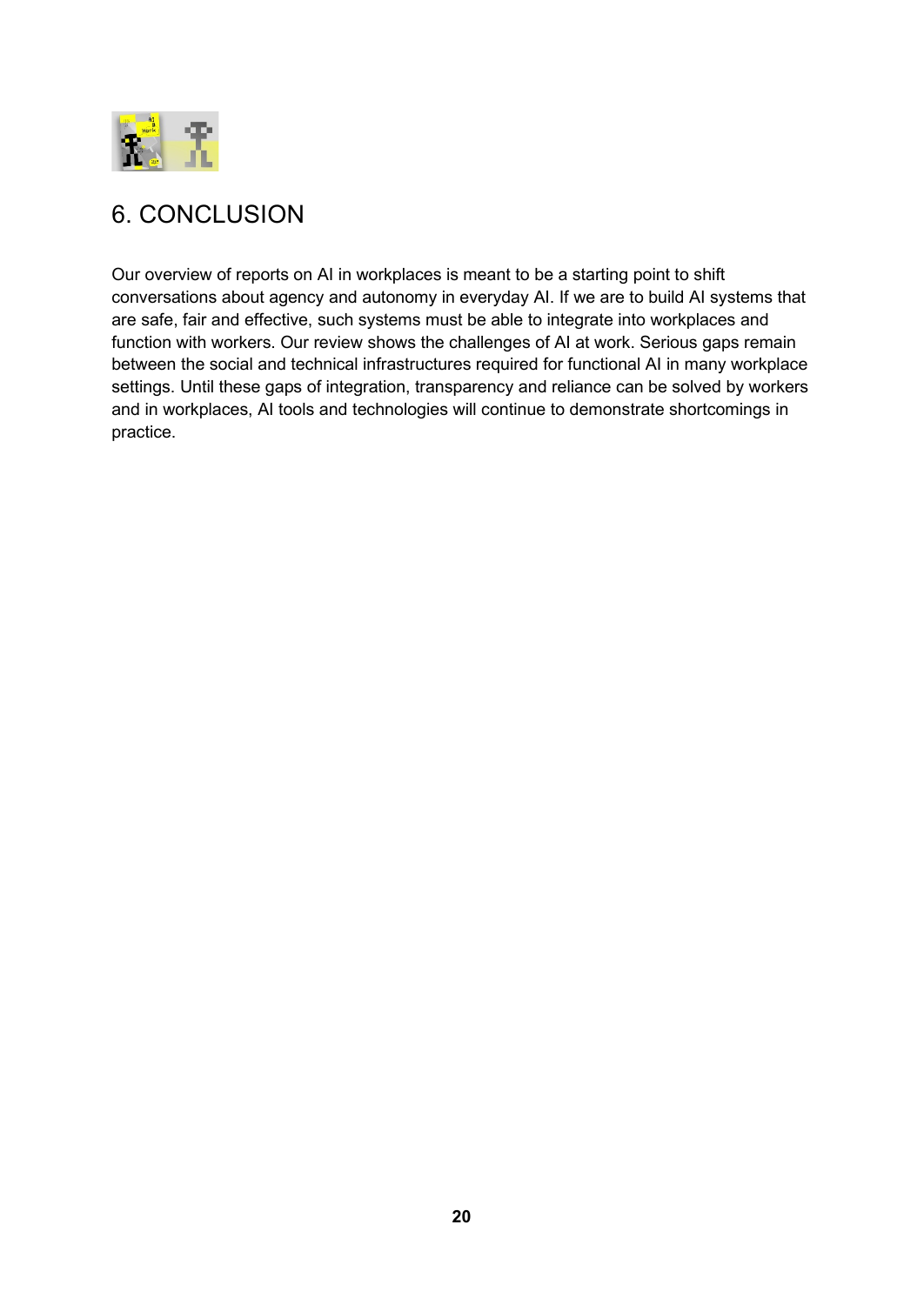## 6. CONCLUSION

Our overview of reports on AI in workplaces is meant to be a starting point to shift conversations about agency and autonomy in everyday AI. If we are to build AI systems that are safe, fair and effective, such systems must be able to integrate into workplaces and function with workers. Our review shows the challenges of AI at work. Serious gaps remain between the social and technical infrastructures required for functional AI in many workplace settings. Until these gaps of integration, transparency and reliance can be solved by workers and in workplaces, AI tools and technologies will continue to demonstrate shortcomings in practice.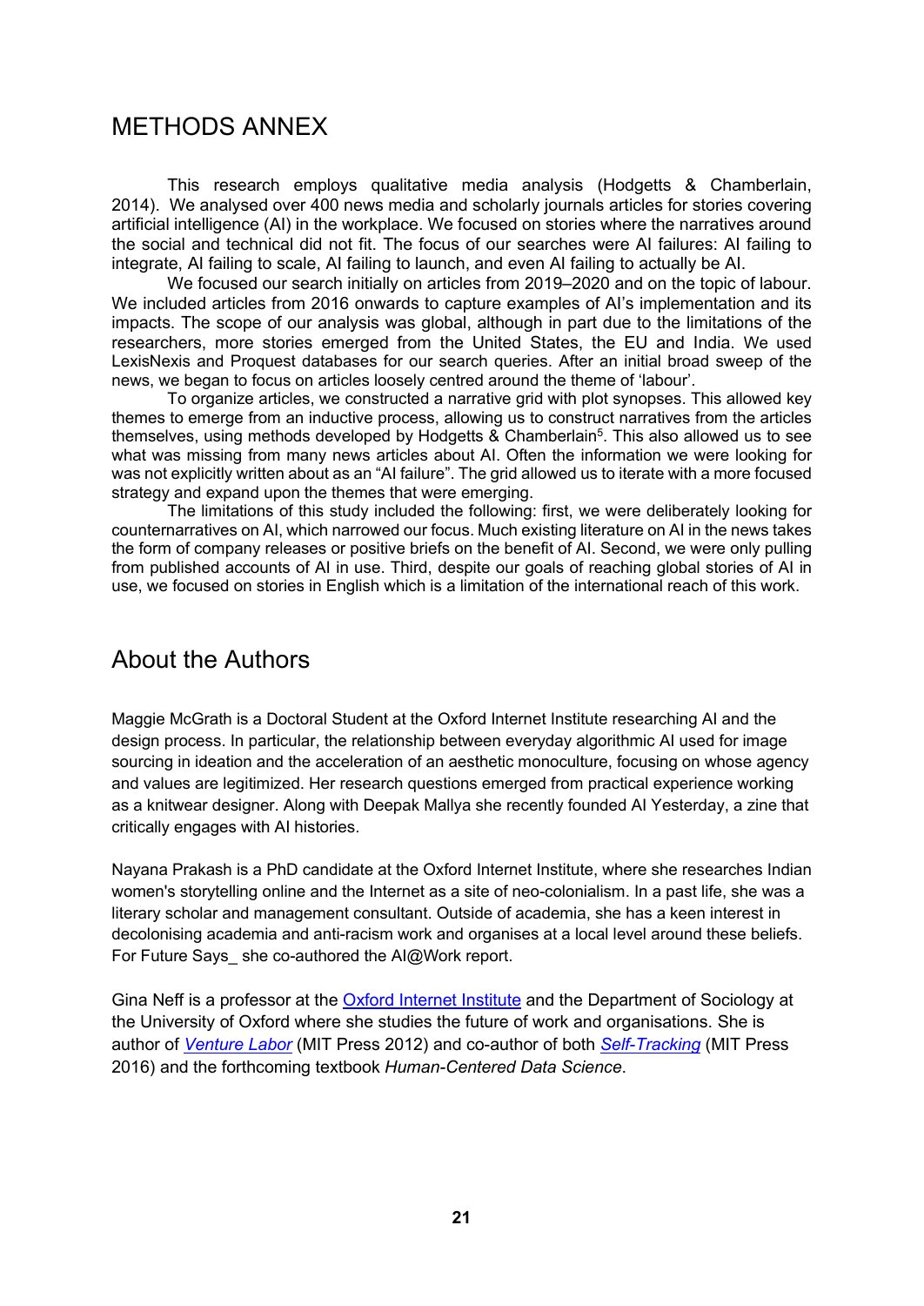## METHODS ANNEX

This research employs qualitative media analysis (Hodgetts & Chamberlain, 2014). We analysed over 400 news media and scholarly journals articles for stories covering artificial intelligence (AI) in the workplace. We focused on stories where the narratives around the social and technical did not fit. The focus of our searches were AI failures: AI failing to integrate, AI failing to scale, AI failing to launch, and even AI failing to actually be AI.

We focused our search initially on articles from 2019–2020 and on the topic of labour. We included articles from 2016 onwards to capture examples of AI's implementation and its impacts. The scope of our analysis was global, although in part due to the limitations of the researchers, more stories emerged from the United States, the EU and India. We used LexisNexis and Proquest databases for our search queries. After an initial broad sweep of the news, we began to focus on articles loosely centred around the theme of 'labour'.

To organize articles, we constructed a narrative grid with plot synopses. This allowed key themes to emerge from an inductive process, allowing us to construct narratives from the articles themselves, using methods developed by Hodgetts & Chamberlain[5]. This also allowed us to see what was missing from many news articles about AI. Often the information we were looking for was not explicitly written about as an "AI failure". The grid allowed us to iterate with a more focused strategy and expand upon the themes that were emerging.

The limitations of this study included the following: first, we were deliberately looking for counternarratives on AI, which narrowed our focus. Much existing literature on AI in the news takes the form of company releases or positive briefs on the benefit of AI. Second, we were only pulling from published accounts of AI in use. Third, despite our goals of reaching global stories of AI in use, we focused on stories in English which is a limitation of the international reach of this work.

## About the Authors

Maggie McGrath is a Doctoral Student at the Oxford Internet Institute researching AI and the design process. In particular, the relationship between everyday algorithmic AI used for image sourcing in ideation and the acceleration of an aesthetic monoculture, focusing on whose agency and values are legitimized. Her research questions emerged from practical experience working as a knitwear designer. Along with Deepak Mallya she recently founded AI Yesterday, a zine that critically engages with AI histories.

Nayana Prakash is a PhD candidate at the Oxford Internet Institute, where she researches Indian women's storytelling online and the Internet as a site of neo-colonialism. In a past life, she was a literary scholar and management consultant. Outside of academia, she has a keen interest in decolonising academia and anti-racism work and organises at a local level around these beliefs. For Future Says_ she co-authored the AI@Work report.

Gina Neff is a professor at the Oxford Internet Institute and the Department of Sociology at the University of Oxford where she studies the future of work and organisations. She is author of *Venture Labor* (MIT Press 2012) and co-author of both *Self-Tracking* (MIT Press 2016) and the forthcoming textbook *Human-Centered Data Science*.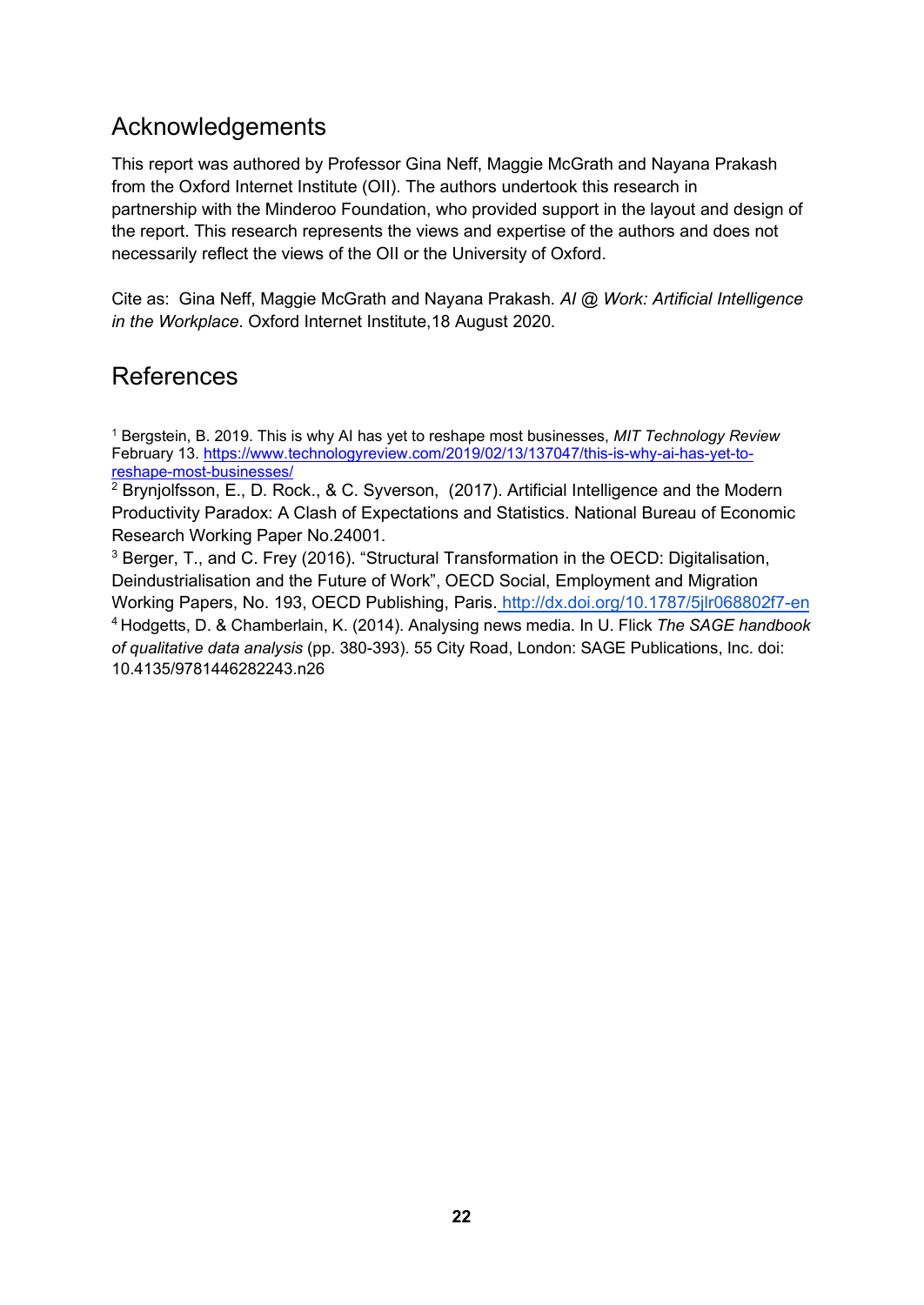## Acknowledgements

This report was authored by Professor Gina Neff, Maggie McGrath and Nayana Prakash from the Oxford Internet Institute (OII). The authors undertook this research in partnership with the Minderoo Foundation, who provided support in the layout and design of the report. This research represents the views and expertise of the authors and does not necessarily reflect the views of the OII or the University of Oxford.

Cite as: Gina Neff, Maggie McGrath and Nayana Prakash. *AI @ Work: Artificial Intelligence in the Workplace*. Oxford Internet Institute,18 August 2020.

## References

[1] Bergstein, B. 2019. This is why AI has yet to reshape most businesses, *MIT Technology Review* February 13. https://www.technologyreview.com/2019/02/13/137047/this-is-why-ai-has-yet-to-reshape-most-businesses/

[2] Brynjolfsson, E., D. Rock., & C. Syverson, (2017). Artificial Intelligence and the Modern Productivity Paradox: A Clash of Expectations and Statistics. National Bureau of Economic Research Working Paper No.24001.

[3] Berger, T., and C. Frey (2016). "Structural Transformation in the OECD: Digitalisation, Deindustrialisation and the Future of Work", OECD Social, Employment and Migration Working Papers, No. 193, OECD Publishing, Paris. http://dx.doi.org/10.1787/5jlr068802f7-en

[4] Hodgetts, D. & Chamberlain, K. (2014). Analysing news media. In U. Flick *The SAGE handbook of qualitative data analysis* (pp. 380-393). 55 City Road, London: SAGE Publications, Inc. doi: 10.4135/9781446282243.n26